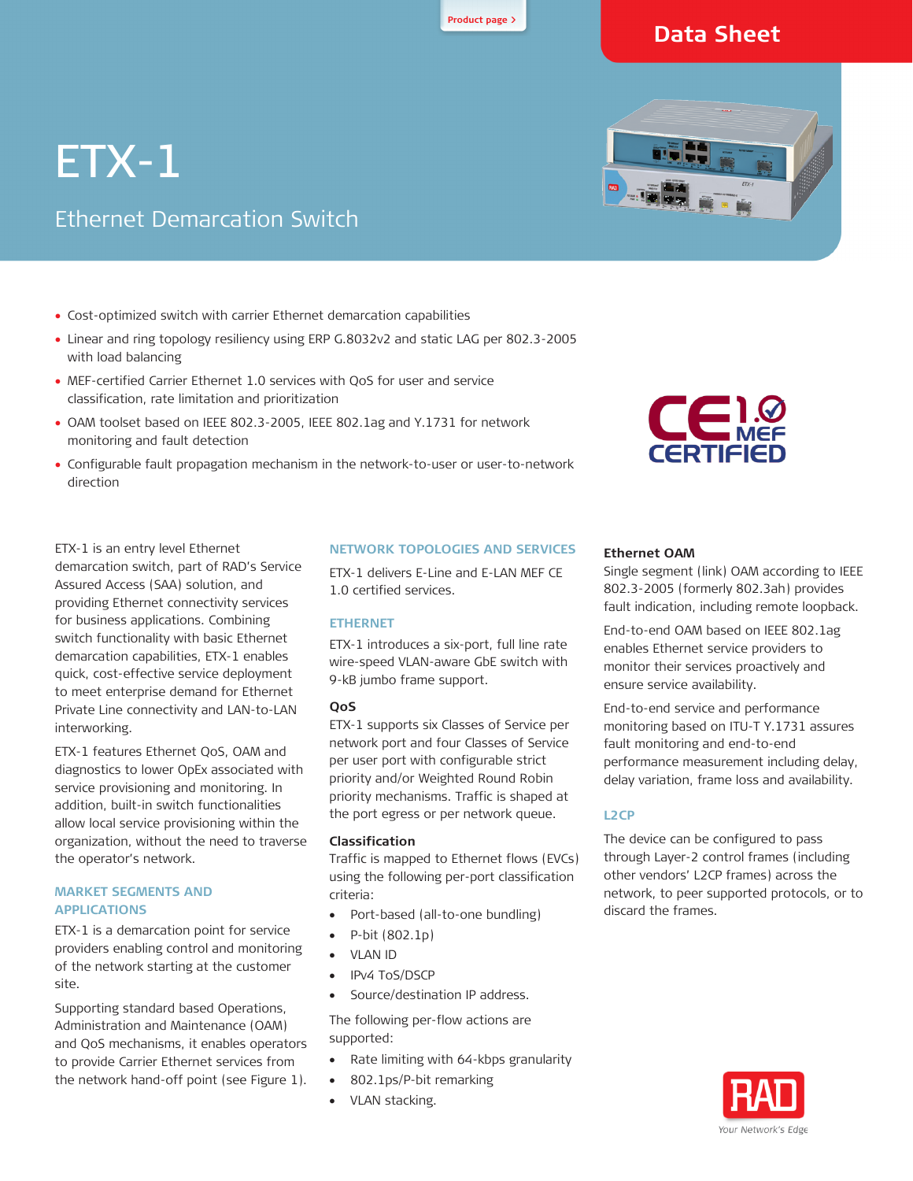Data Sheet

# ETX-1

## Ethernet Demarcation Switch

- Cost-optimized switch with carrier Ethernet demarcation capabilities
- Linear and ring topology resiliency using ERP G.8032v2 and static LAG per 802.3-2005 with load balancing
- MEF-certified Carrier Ethernet 1.0 services with QoS for user and service classification, rate limitation and prioritization
- OAM toolset based on IEEE 802.3-2005, IEEE 802.1ag and Y.1731 for network monitoring and fault detection
- Configurable fault propagation mechanism in the network-to-user or user-to-network direction

ETX-1 is an entry level Ethernet demarcation switch, part of RAD's Service Assured Access (SAA) solution, and providing Ethernet connectivity services for business applications. Combining switch functionality with basic Ethernet demarcation capabilities, ETX-1 enables quick, cost-effective service deployment to meet enterprise demand for Ethernet Private Line connectivity and LAN-to-LAN interworking.

ETX-1 features Ethernet QoS, OAM and diagnostics to lower OpEx associated with service provisioning and monitoring. In addition, built-in switch functionalities allow local service provisioning within the organization, without the need to traverse the operator's network.

### MARKET SEGMENTS AND APPLICATIONS

ETX-1 is a demarcation point for service providers enabling control and monitoring of the network starting at the customer site.

Supporting standard based Operations, Administration and Maintenance (OAM) and QoS mechanisms, it enables operators to provide Carrier Ethernet services from the network hand-off point (see Figure 1).

### NETWORK TOPOLOGIES AND SERVICES

ETX-1 delivers E-Line and E-LAN MEF CE 1.0 certified services.

### ETHERNET

ETX-1 introduces a six-port, full line rate wire-speed VLAN-aware GbE switch with 9-kB jumbo frame support.

#### QoS

ETX-1 supports six Classes of Service per network port and four Classes of Service per user port with configurable strict priority and/or Weighted Round Robin priority mechanisms. Traffic is shaped at the port egress or per network queue.

#### Classification

Traffic is mapped to Ethernet flows (EVCs) using the following per-port classification criteria:

- Port-based (all-to-one bundling)
- P-bit (802.1p)
- VLAN ID
- IPv4 ToS/DSCP
- Source/destination IP address.

The following per-flow actions are supported:

- Rate limiting with 64-kbps granularity
- 802.1ps/P-bit remarking
- VLAN stacking.

#### Ethernet OAM

Single segment (link) OAM according to IEEE 802.3-2005 (formerly 802.3ah) provides fault indication, including remote loopback.

End-to-end OAM based on IEEE 802.1ag enables Ethernet service providers to monitor their services proactively and ensure service availability.

End-to-end service and performance monitoring based on ITU-T Y.1731 assures fault monitoring and end-to-end performance measurement including delay, delay variation, frame loss and availability.

### L2CP

The device can be configured to pass through Layer-2 control frames (including other vendors' L2CP frames) across the network, to peer supported protocols, or to discard the frames.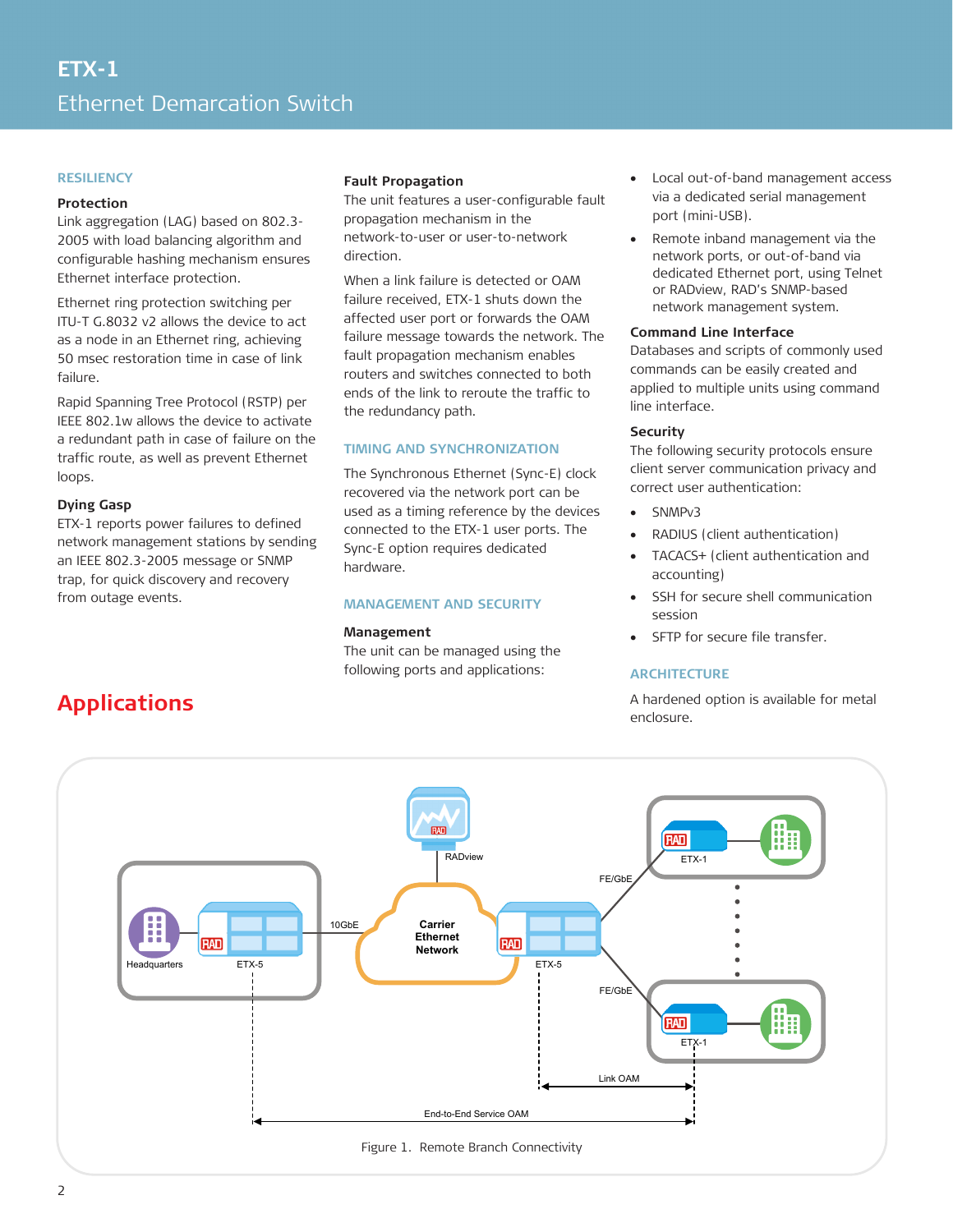# ETX-1

Ethernet Demarcation Switch

## RESILIENCY

### Protection

Link aggregation (LAG) based on 802.3-2005 with load balancing algorithm and configurable hashing mechanism ensures Ethernet interface protection.

Ethernet ring protection switching per ITU-T G.8032 v2 allows the device to act as a node in an Ethernet ring, achieving 50 msec restoration time in case of link failure.

Rapid Spanning Tree Protocol (RSTP) per IEEE 802.1w allows the device to activate a redundant path in case of failure on the traffic route, as well as prevent Ethernet loops.

### Dying Gasp

ETX-1 reports power failures to defined network management stations by sending an IEEE 802.3-2005 message or SNMP trap, for quick discovery and recovery from outage events.

### Fault Propagation

The unit features a user-configurable fault propagation mechanism in the network-to-user or user-to-network direction.

When a link failure is detected or OAM failure received, ETX-1 shuts down the affected user port or forwards the OAM failure message towards the network. The fault propagation mechanism enables routers and switches connected to both ends of the link to reroute the traffic to the redundancy path.

## TIMING AND SYNCHRONIZATION

The Synchronous Ethernet (Sync-E) clock recovered via the network port can be used as a timing reference by the devices connected to the ETX-1 user ports. The Sync-E option requires dedicated hardware.

## MANAGEMENT AND SECURITY

### Management

The unit can be managed using the following ports and applications:

- Local out-of-band management access via a dedicated serial management port (mini-USB).
- Remote inband management via the network ports, or out-of-band via dedicated Ethernet port, using Telnet or RADview, RAD's SNMP-based network management system.

### Command Line Interface

Databases and scripts of commonly used commands can be easily created and applied to multiple units using command line interface.

### Security

The following security protocols ensure client server communication privacy and correct user authentication:

- SNMPv3
- RADIUS (client authentication)
- TACACS+ (client authentication and accounting)
- SSH for secure shell communication session
- SFTP for secure file transfer.

## ARCHITECTURE

A hardened option is available for metal enclosure.

# Applications

Figure 1. Remote Branch Connectivity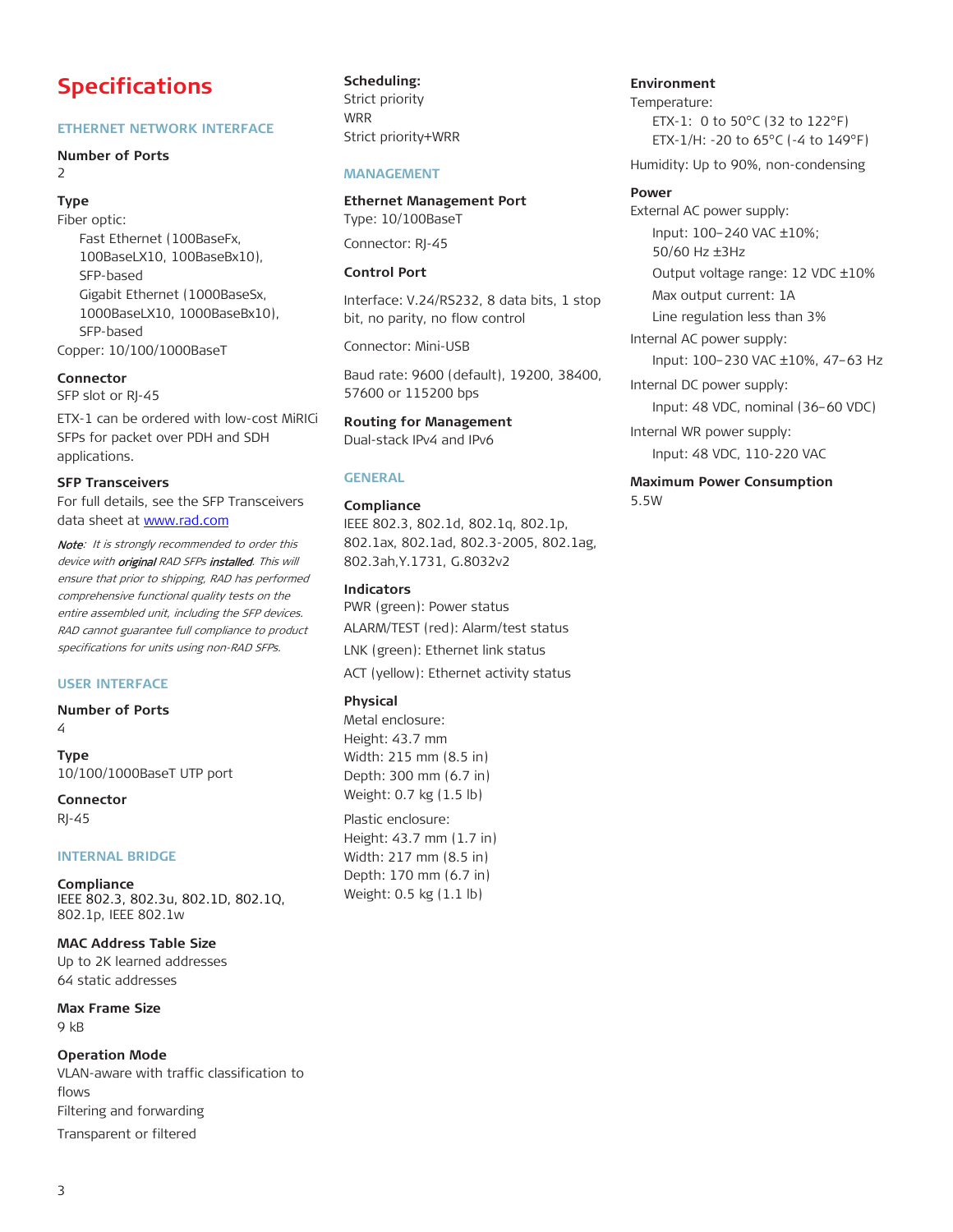# Specifications

## ETHERNET NETWORK INTERFACE

**Number of Ports**

2

**Type**

Fiber optic:

- Fast Ethernet (100BaseFx, 100BaseLX10, 100BaseBx10), SFP-based
- Gigabit Ethernet (1000BaseSx, 1000BaseLX10, 1000BaseBx10), SFP-based

Copper: 10/100/1000BaseT

**Connector**

SFP slot or RJ-45

ETX-1 can be ordered with low-cost MiRICi SFPs for packet over PDH and SDH applications.

**SFP Transceivers**

For full details, see the SFP Transceivers data sheet at www.rad.com

*Note: It is strongly recommended to order this device with **original** RAD SFPs **installed**. This will ensure that prior to shipping, RAD has performed comprehensive functional quality tests on the entire assembled unit, including the SFP devices. RAD cannot guarantee full compliance to product specifications for units using non-RAD SFPs.*

## USER INTERFACE

**Number of Ports**

4

**Type**

10/100/1000BaseT UTP port

**Connector**

RJ-45

## INTERNAL BRIDGE

**Compliance**

IEEE 802.3, 802.3u, 802.1D, 802.1Q, 802.1p, IEEE 802.1w

**MAC Address Table Size**

Up to 2K learned addresses

64 static addresses

**Max Frame Size**

9 kB

**Operation Mode**

VLAN-aware with traffic classification to flows

Filtering and forwarding

Transparent or filtered

**Scheduling:**

Strict priority

WRR

Strict priority+WRR

## MANAGEMENT

**Ethernet Management Port**

Type: 10/100BaseT

Connector: RJ-45

**Control Port**

Interface: V.24/RS232, 8 data bits, 1 stop bit, no parity, no flow control

Connector: Mini-USB

Baud rate: 9600 (default), 19200, 38400, 57600 or 115200 bps

**Routing for Management**

Dual-stack IPv4 and IPv6

## GENERAL

**Compliance**

IEEE 802.3, 802.1d, 802.1q, 802.1p, 802.1ax, 802.1ad, 802.3-2005, 802.1ag, 802.3ah,Y.1731, G.8032v2

**Indicators**

PWR (green): Power status

ALARM/TEST (red): Alarm/test status

LNK (green): Ethernet link status

ACT (yellow): Ethernet activity status

**Physical**

Metal enclosure:

Height: 43.7 mm

Width: 215 mm (8.5 in)

Depth: 300 mm (6.7 in)

Weight: 0.7 kg (1.5 lb)

Plastic enclosure:

Height: 43.7 mm (1.7 in)

Width: 217 mm (8.5 in)

Depth: 170 mm (6.7 in)

Weight: 0.5 kg (1.1 lb)

**Environment**

Temperature:

- ETX-1: 0 to 50°C (32 to 122°F)
- ETX-1/H: -20 to 65°C (-4 to 149°F)

Humidity: Up to 90%, non-condensing

**Power**

External AC power supply:

- Input: 100–240 VAC ±10%; 50/60 Hz ±3Hz
- Output voltage range: 12 VDC ±10%
- Max output current: 1A
- Line regulation less than 3%

Internal AC power supply:

- Input: 100–230 VAC ±10%, 47–63 Hz

Internal DC power supply:

- Input: 48 VDC, nominal (36–60 VDC)

Internal WR power supply:

- Input: 48 VDC, 110-220 VAC

**Maximum Power Consumption**

5.5W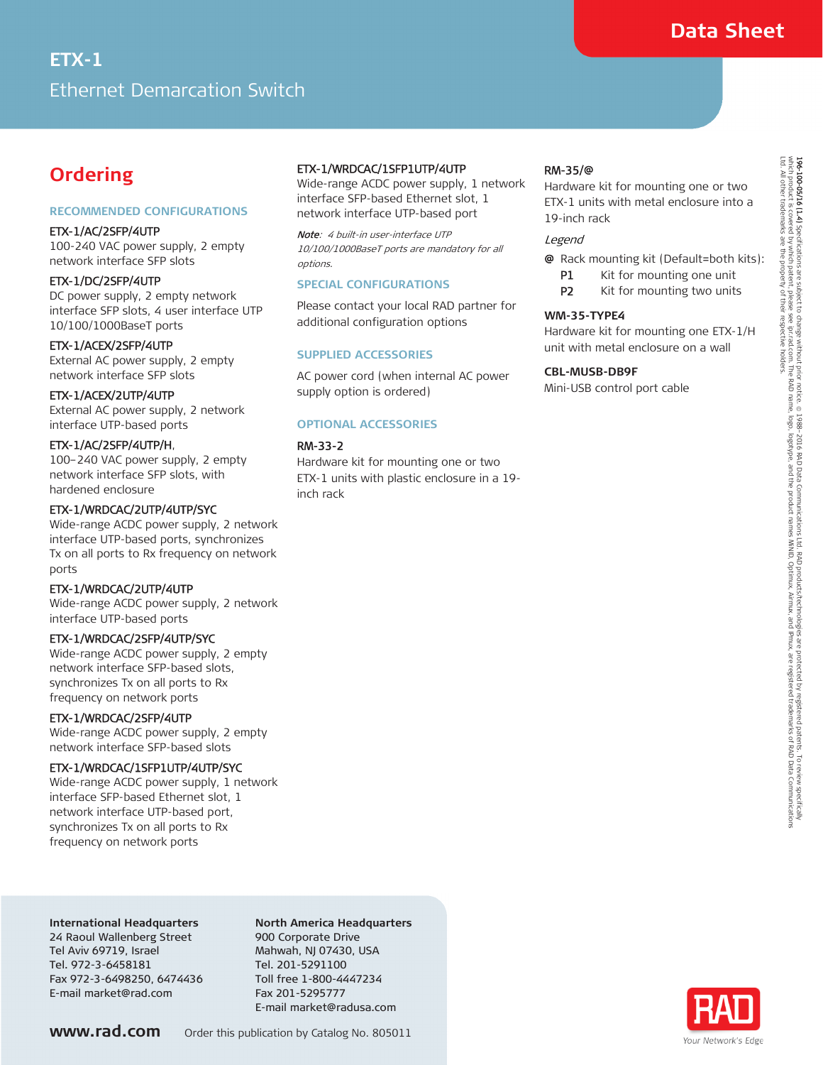## Ordering

### RECOMMENDED CONFIGURATIONS

**ETX-1/AC/2SFP/4UTP**
100-240 VAC power supply, 2 empty network interface SFP slots

**ETX-1/DC/2SFP/4UTP**
DC power supply, 2 empty network interface SFP slots, 4 user interface UTP 10/100/1000BaseT ports

**ETX-1/ACEX/2SFP/4UTP**
External AC power supply, 2 empty network interface SFP slots

**ETX-1/ACEX/2UTP/4UTP**
External AC power supply, 2 network interface UTP-based ports

**ETX-1/AC/2SFP/4UTP/H,**
100–240 VAC power supply, 2 empty network interface SFP slots, with hardened enclosure

**ETX-1/WRDCAC/2UTP/4UTP/SYC**
Wide-range ACDC power supply, 2 network interface UTP-based ports, synchronizes Tx on all ports to Rx frequency on network ports

**ETX-1/WRDCAC/2UTP/4UTP**
Wide-range ACDC power supply, 2 network interface UTP-based ports

**ETX-1/WRDCAC/2SFP/4UTP/SYC**
Wide-range ACDC power supply, 2 empty network interface SFP-based slots, synchronizes Tx on all ports to Rx frequency on network ports

**ETX-1/WRDCAC/2SFP/4UTP**
Wide-range ACDC power supply, 2 empty network interface SFP-based slots

**ETX-1/WRDCAC/1SFP1UTP/4UTP/SYC**
Wide-range ACDC power supply, 1 network interface SFP-based Ethernet slot, 1 network interface UTP-based port, synchronizes Tx on all ports to Rx frequency on network ports

**ETX-1/WRDCAC/1SFP1UTP/4UTP**
Wide-range ACDC power supply, 1 network interface SFP-based Ethernet slot, 1 network interface UTP-based port

*Note: 4 built-in user-interface UTP 10/100/1000BaseT ports are mandatory for all options.*

### SPECIAL CONFIGURATIONS

Please contact your local RAD partner for additional configuration options

### SUPPLIED ACCESSORIES

AC power cord (when internal AC power supply option is ordered)

### OPTIONAL ACCESSORIES

**RM-33-2**
Hardware kit for mounting one or two ETX-1 units with plastic enclosure in a 19-inch rack

**RM-35/@**
Hardware kit for mounting one or two ETX-1 units with metal enclosure into a 19-inch rack

*Legend*

**@** Rack mounting kit (Default=both kits):
- **P1** Kit for mounting one unit
- **P2** Kit for mounting two units

**WM-35-TYPE4**
Hardware kit for mounting one ETX-1/H unit with metal enclosure on a wall

**CBL-MUSB-DB9F**
Mini-USB control port cable

**196-100-05/16 (1.4)** Specifications are subject to change without prior notice. © 1988–2016 RAD Data Communications Ltd. RAD products/technologies are protected by registered patents. To review specifically which product is covered by which patent, please see ipr.rad.com. The RAD name, logo, logotype, and the product names MiNID, Optimux, Airmux, and IPmux, are registered trademarks of RAD Data Communications Ltd. All other trademarks are the property of their respective holders.

**International Headquarters**
24 Raoul Wallenberg Street
Tel Aviv 69719, Israel
Tel. 972-3-6458181
Fax 972-3-6498250, 6474436
E-mail market@rad.com

**North America Headquarters**
900 Corporate Drive
Mahwah, NJ 07430, USA
Tel. 201-5291100
Toll free 1-800-4447234
Fax 201-5295777
E-mail market@radusa.com

**www.rad.com** Order this publication by Catalog No. 805011